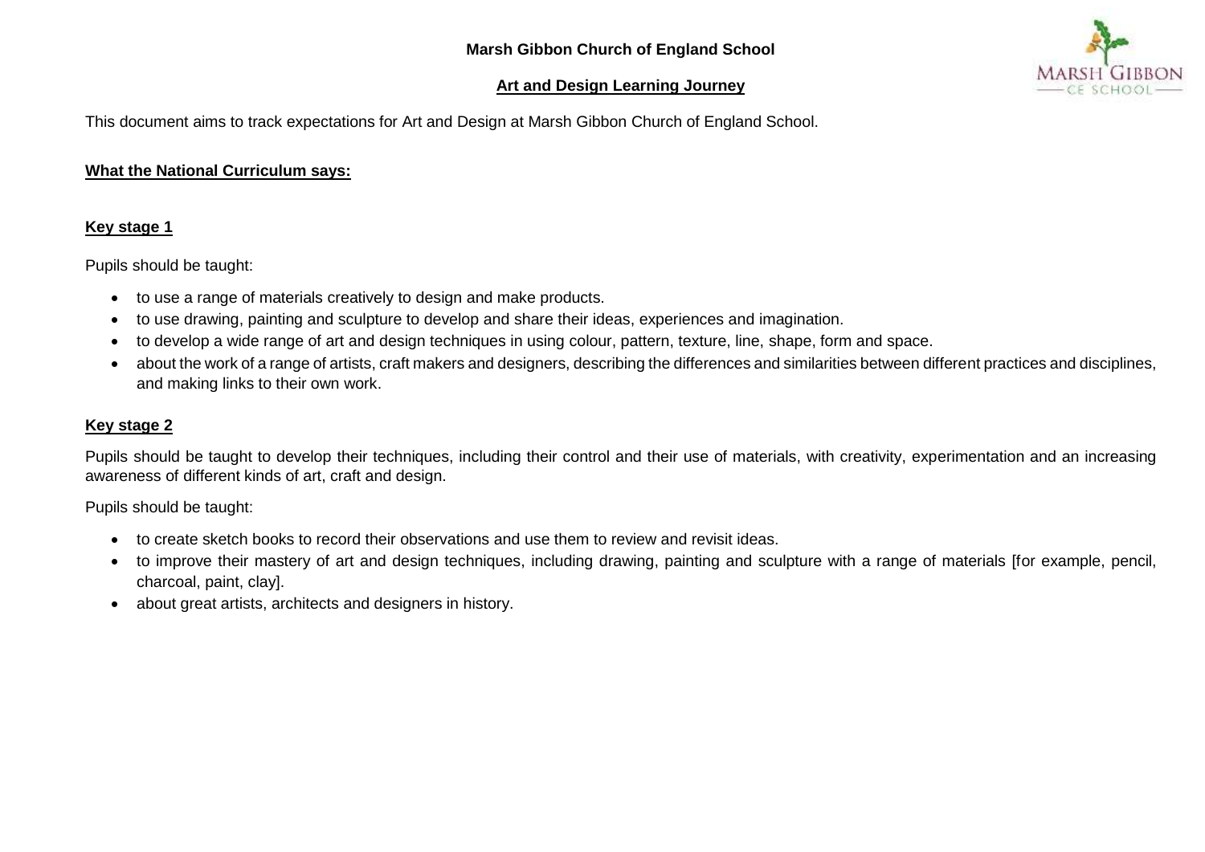# Marsh Gibbon Church of England School

## Art and Design Learning Journey

This document aims to track expectations for Art and Design at Marsh Gibbon Church of England School.

### What the National Curriculum says:

#### Key stage 1

Pupils should be taught:

- to use a range of materials creatively to design and make products.
- to use drawing, painting and sculpture to develop and share their ideas, experiences and imagination.
- to develop a wide range of art and design techniques in using colour, pattern, texture, line, shape, form and space.
- about the work of a range of artists, craft makers and designers, describing the differences and similarities between different practices and disciplines, and making links to their own work.

#### Key stage 2

Pupils should be taught to develop their techniques, including their control and their use of materials, with creativity, experimentation and an increasing awareness of different kinds of art, craft and design.

Pupils should be taught:

- to create sketch books to record their observations and use them to review and revisit ideas.
- to improve their mastery of art and design techniques, including drawing, painting and sculpture with a range of materials [for example, pencil, charcoal, paint, clay].
- about great artists, architects and designers in history.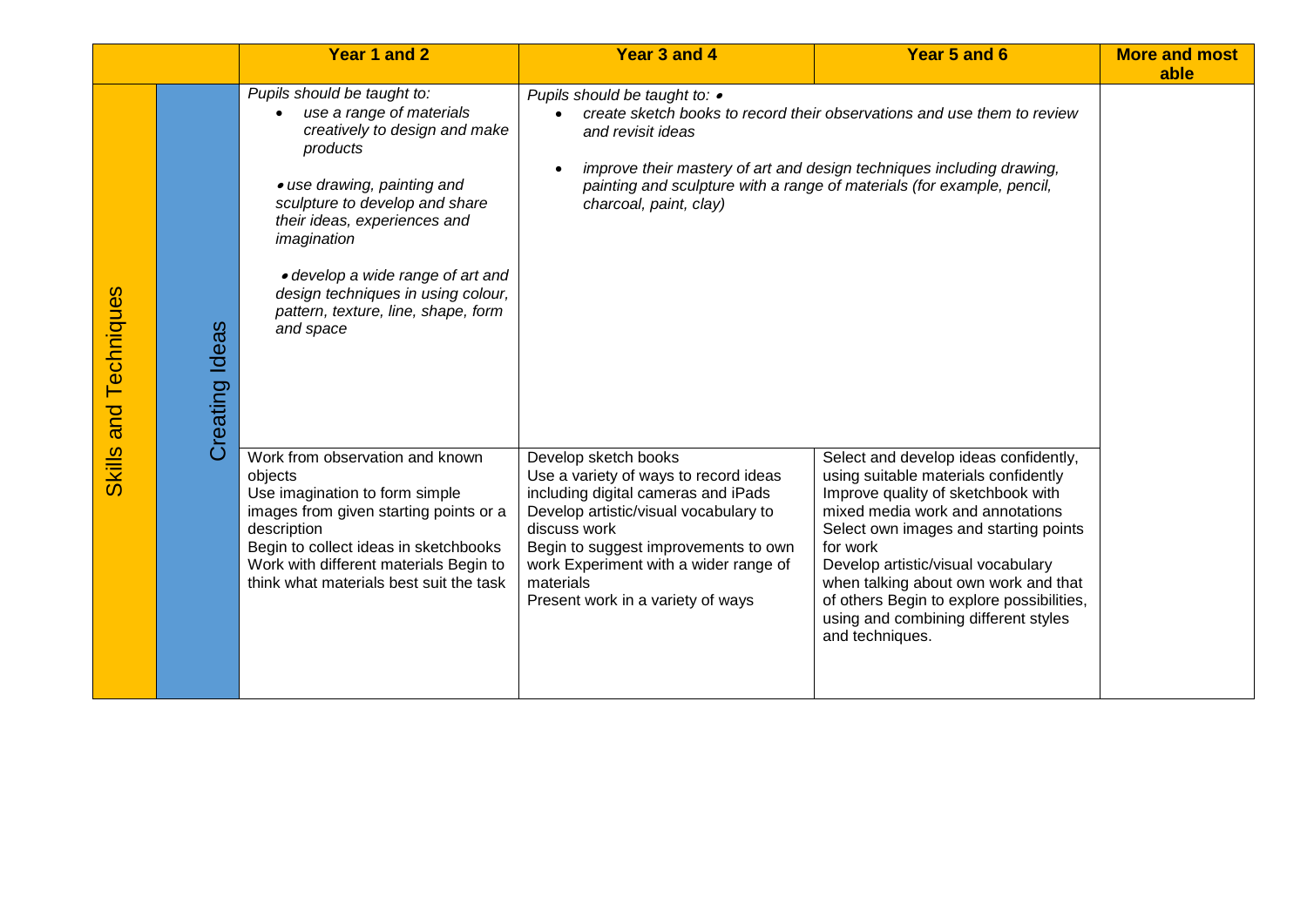| | | Year 1 and 2 | Year 3 and 4 | Year 5 and 6 | More and most able |
|---|---|---|---|---|---|
| Skills and Techniques | Creating Ideas | *Pupils should be taught to:*<br>• *use a range of materials creatively to design and make products*<br>• *use drawing, painting and sculpture to develop and share their ideas, experiences and imagination*<br>• *develop a wide range of art and design techniques in using colour, pattern, texture, line, shape, form and space* | *Pupils should be taught to: •*<br>• *create sketch books to record their observations and use them to review and revisit ideas*<br>• *improve their mastery of art and design techniques including drawing, painting and sculpture with a range of materials (for example, pencil, charcoal, paint, clay)* | | |
| | | Work from observation and known objects<br>Use imagination to form simple images from given starting points or a description<br>Begin to collect ideas in sketchbooks<br>Work with different materials Begin to think what materials best suit the task | Develop sketch books<br>Use a variety of ways to record ideas including digital cameras and iPads<br>Develop artistic/visual vocabulary to discuss work<br>Begin to suggest improvements to own work Experiment with a wider range of materials<br>Present work in a variety of ways | Select and develop ideas confidently, using suitable materials confidently<br>Improve quality of sketchbook with mixed media work and annotations<br>Select own images and starting points for work<br>Develop artistic/visual vocabulary when talking about own work and that of others Begin to explore possibilities, using and combining different styles and techniques. | |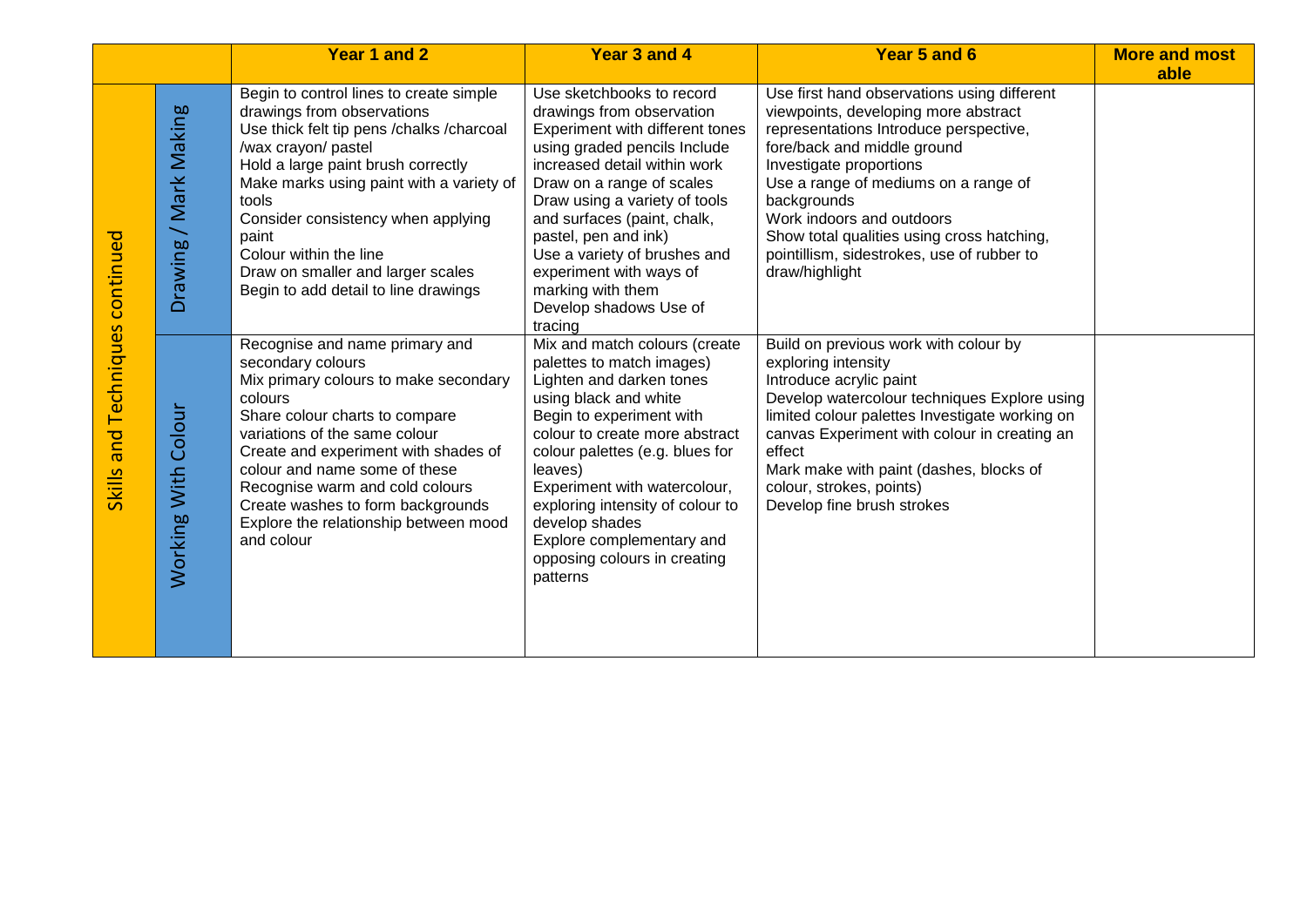| | | Year 1 and 2 | Year 3 and 4 | Year 5 and 6 | More and most able |
|---|---|---|---|---|---|
| Skills and Techniques continued | Drawing / Mark Making | Begin to control lines to create simple drawings from observations<br>Use thick felt tip pens /chalks /charcoal /wax crayon/ pastel<br>Hold a large paint brush correctly<br>Make marks using paint with a variety of tools<br>Consider consistency when applying paint<br>Colour within the line<br>Draw on smaller and larger scales<br>Begin to add detail to line drawings | Use sketchbooks to record drawings from observation<br>Experiment with different tones using graded pencils Include increased detail within work<br>Draw on a range of scales<br>Draw using a variety of tools and surfaces (paint, chalk, pastel, pen and ink)<br>Use a variety of brushes and experiment with ways of marking with them<br>Develop shadows Use of tracing | Use first hand observations using different viewpoints, developing more abstract representations Introduce perspective, fore/back and middle ground<br>Investigate proportions<br>Use a range of mediums on a range of backgrounds<br>Work indoors and outdoors<br>Show total qualities using cross hatching, pointillism, sidestrokes, use of rubber to draw/highlight | |
| | Working With Colour | Recognise and name primary and secondary colours<br>Mix primary colours to make secondary colours<br>Share colour charts to compare variations of the same colour<br>Create and experiment with shades of colour and name some of these<br>Recognise warm and cold colours<br>Create washes to form backgrounds<br>Explore the relationship between mood and colour | Mix and match colours (create palettes to match images)<br>Lighten and darken tones using black and white<br>Begin to experiment with colour to create more abstract colour palettes (e.g. blues for leaves)<br>Experiment with watercolour, exploring intensity of colour to develop shades<br>Explore complementary and opposing colours in creating patterns | Build on previous work with colour by exploring intensity<br>Introduce acrylic paint<br>Develop watercolour techniques Explore using limited colour palettes Investigate working on canvas Experiment with colour in creating an effect<br>Mark make with paint (dashes, blocks of colour, strokes, points)<br>Develop fine brush strokes | |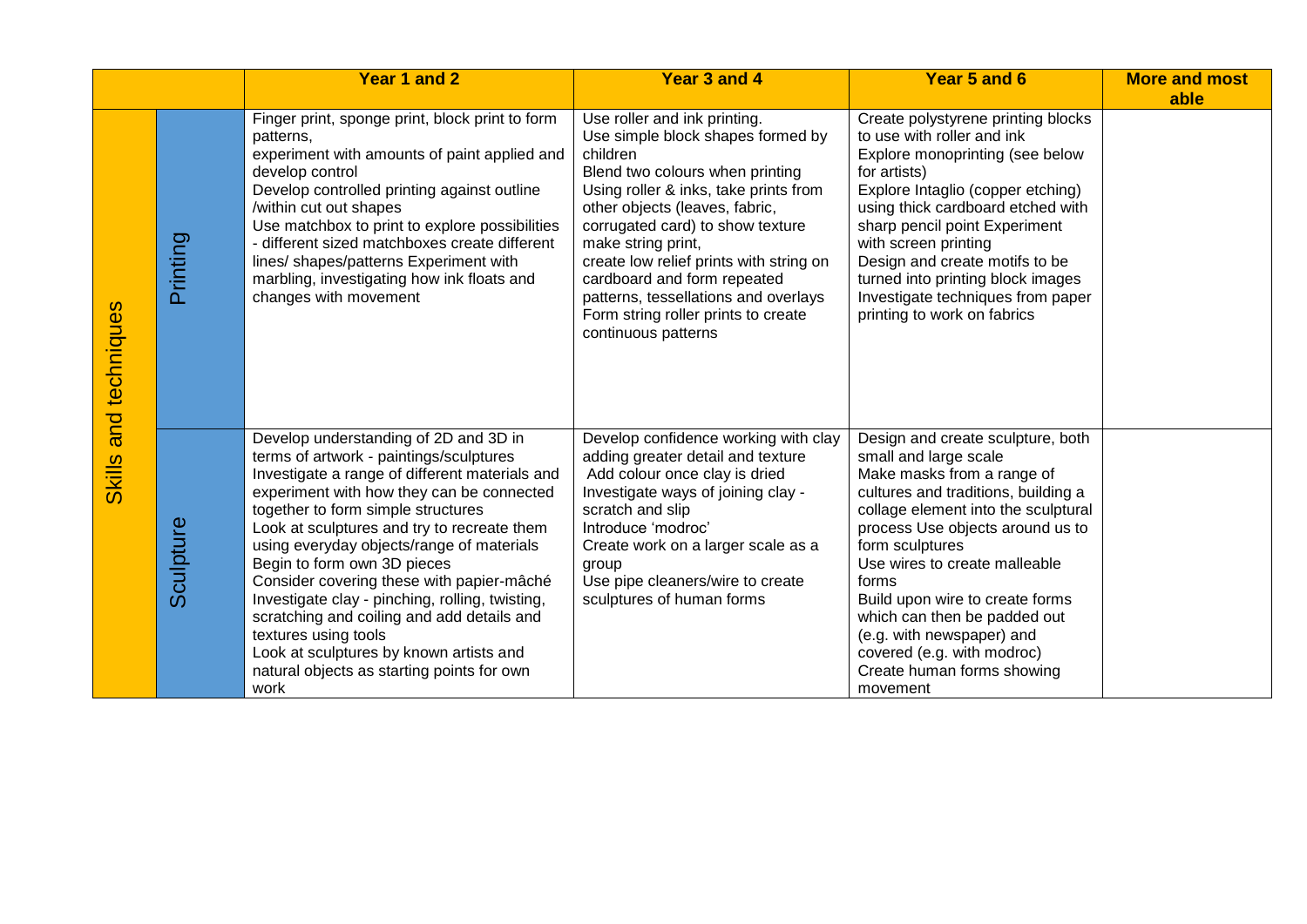| | | Year 1 and 2 | Year 3 and 4 | Year 5 and 6 | More and most able |
|---|---|---|---|---|---|
| Skills and techniques | Printing | Finger print, sponge print, block print to form patterns,<br>experiment with amounts of paint applied and develop control<br>Develop controlled printing against outline /within cut out shapes<br>Use matchbox to print to explore possibilities - different sized matchboxes create different lines/ shapes/patterns Experiment with marbling, investigating how ink floats and changes with movement | Use roller and ink printing.<br>Use simple block shapes formed by children<br>Blend two colours when printing<br>Using roller & inks, take prints from other objects (leaves, fabric, corrugated card) to show texture make string print,<br>create low relief prints with string on cardboard and form repeated patterns, tessellations and overlays<br>Form string roller prints to create continuous patterns | Create polystyrene printing blocks to use with roller and ink<br>Explore monoprinting (see below for artists)<br>Explore Intaglio (copper etching) using thick cardboard etched with sharp pencil point Experiment with screen printing<br>Design and create motifs to be turned into printing block images<br>Investigate techniques from paper printing to work on fabrics | |
| | Sculpture | Develop understanding of 2D and 3D in terms of artwork - paintings/sculptures<br>Investigate a range of different materials and experiment with how they can be connected together to form simple structures<br>Look at sculptures and try to recreate them using everyday objects/range of materials<br>Begin to form own 3D pieces<br>Consider covering these with papier-mâché<br>Investigate clay - pinching, rolling, twisting, scratching and coiling and add details and textures using tools<br>Look at sculptures by known artists and natural objects as starting points for own work | Develop confidence working with clay adding greater detail and texture<br>Add colour once clay is dried<br>Investigate ways of joining clay - scratch and slip<br>Introduce 'modroc'<br>Create work on a larger scale as a group<br>Use pipe cleaners/wire to create sculptures of human forms | Design and create sculpture, both small and large scale<br>Make masks from a range of cultures and traditions, building a collage element into the sculptural process Use objects around us to form sculptures<br>Use wires to create malleable forms<br>Build upon wire to create forms which can then be padded out (e.g. with newspaper) and covered (e.g. with modroc)<br>Create human forms showing movement | |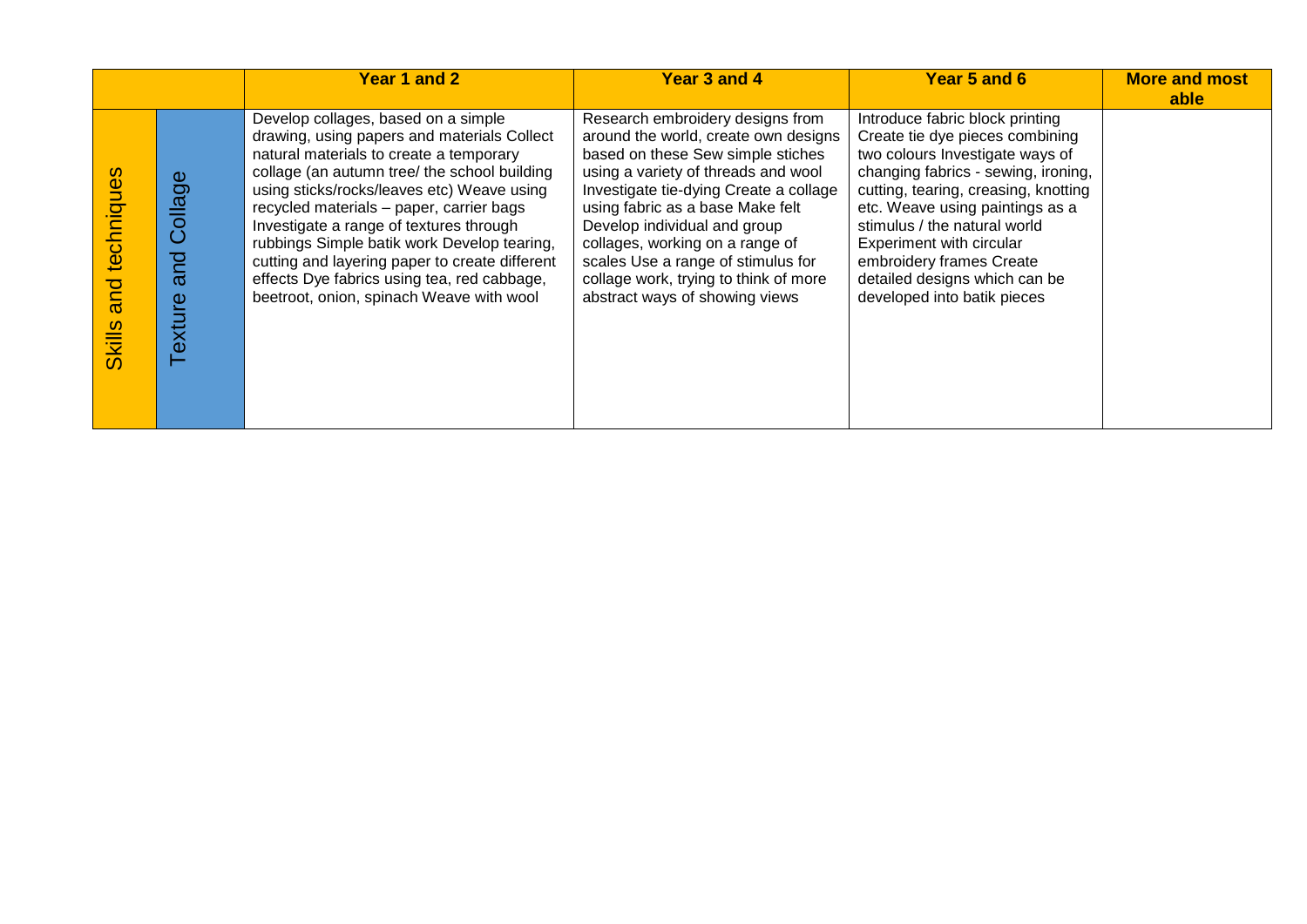| | | Year 1 and 2 | Year 3 and 4 | Year 5 and 6 | More and most able |
|---|---|---|---|---|---|
| Skills and techniques | Texture and Collage | Develop collages, based on a simple drawing, using papers and materials Collect natural materials to create a temporary collage (an autumn tree/ the school building using sticks/rocks/leaves etc) Weave using recycled materials – paper, carrier bags Investigate a range of textures through rubbings Simple batik work Develop tearing, cutting and layering paper to create different effects Dye fabrics using tea, red cabbage, beetroot, onion, spinach Weave with wool | Research embroidery designs from around the world, create own designs based on these Sew simple stiches using a variety of threads and wool Investigate tie-dying Create a collage using fabric as a base Make felt Develop individual and group collages, working on a range of scales Use a range of stimulus for collage work, trying to think of more abstract ways of showing views | Introduce fabric block printing Create tie dye pieces combining two colours Investigate ways of changing fabrics - sewing, ironing, cutting, tearing, creasing, knotting etc. Weave using paintings as a stimulus / the natural world Experiment with circular embroidery frames Create detailed designs which can be developed into batik pieces | |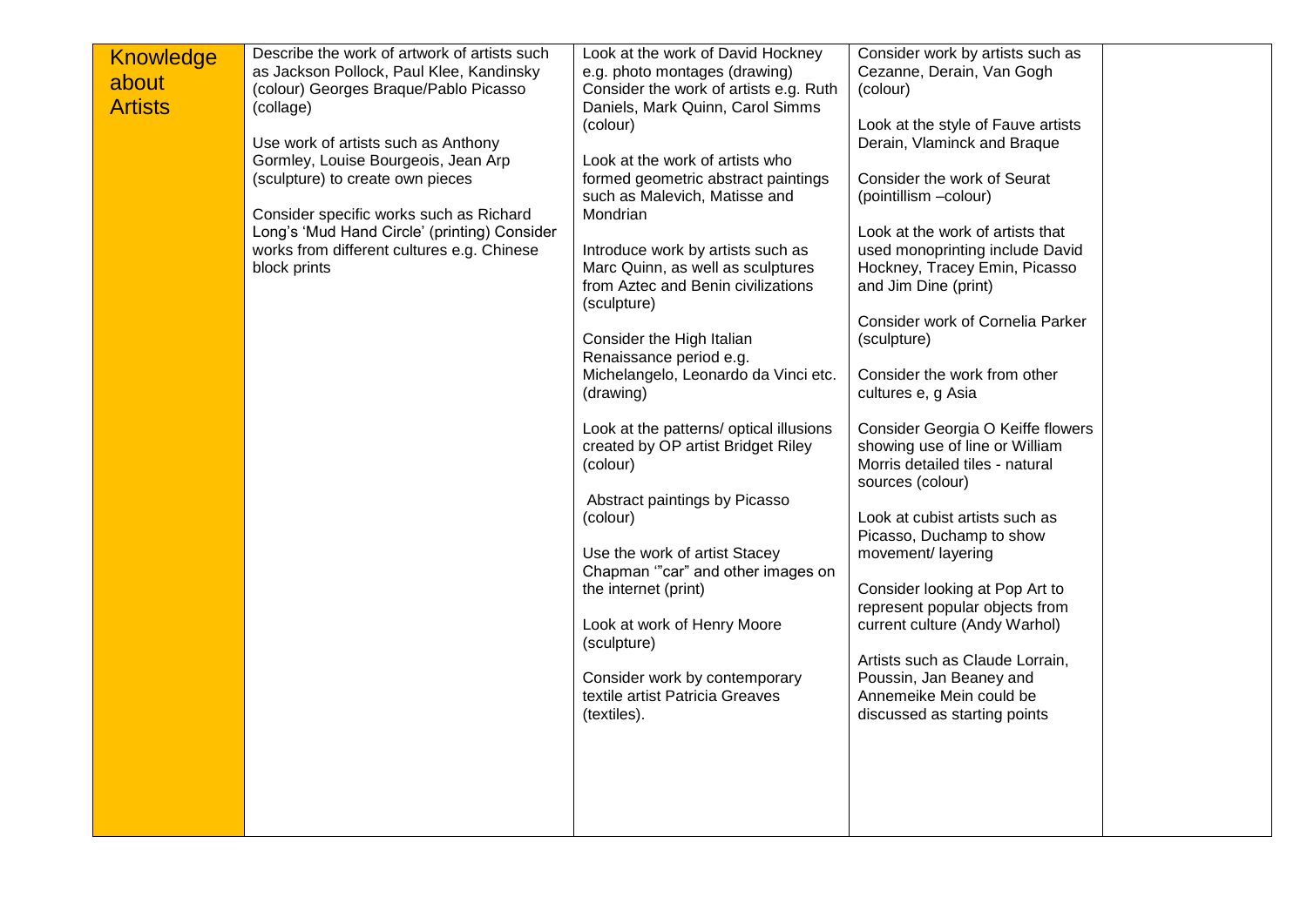| | | | | |
|---|---|---|---|---|
| Knowledge about Artists | Describe the work of artwork of artists such as Jackson Pollock, Paul Klee, Kandinsky (colour) Georges Braque/Pablo Picasso (collage)<br><br>Use work of artists such as Anthony Gormley, Louise Bourgeois, Jean Arp (sculpture) to create own pieces<br><br>Consider specific works such as Richard Long's 'Mud Hand Circle' (printing) Consider works from different cultures e.g. Chinese block prints | Look at the work of David Hockney e.g. photo montages (drawing) Consider the work of artists e.g. Ruth Daniels, Mark Quinn, Carol Simms (colour)<br><br>Look at the work of artists who formed geometric abstract paintings such as Malevich, Matisse and Mondrian<br><br>Introduce work by artists such as Marc Quinn, as well as sculptures from Aztec and Benin civilizations (sculpture)<br><br>Consider the High Italian Renaissance period e.g. Michelangelo, Leonardo da Vinci etc. (drawing)<br><br>Look at the patterns/ optical illusions created by OP artist Bridget Riley (colour)<br><br>Abstract paintings by Picasso (colour)<br><br>Use the work of artist Stacey Chapman '"car" and other images on the internet (print)<br><br>Look at work of Henry Moore (sculpture)<br><br>Consider work by contemporary textile artist Patricia Greaves (textiles). | Consider work by artists such as Cezanne, Derain, Van Gogh (colour)<br><br>Look at the style of Fauve artists Derain, Vlaminck and Braque<br><br>Consider the work of Seurat (pointillism –colour)<br><br>Look at the work of artists that used monoprinting include David Hockney, Tracey Emin, Picasso and Jim Dine (print)<br><br>Consider work of Cornelia Parker (sculpture)<br><br>Consider the work from other cultures e, g Asia<br><br>Consider Georgia O Keiffe flowers showing use of line or William Morris detailed tiles - natural sources (colour)<br><br>Look at cubist artists such as Picasso, Duchamp to show movement/ layering<br><br>Consider looking at Pop Art to represent popular objects from current culture (Andy Warhol)<br><br>Artists such as Claude Lorrain, Poussin, Jan Beaney and Annemeike Mein could be discussed as starting points | |